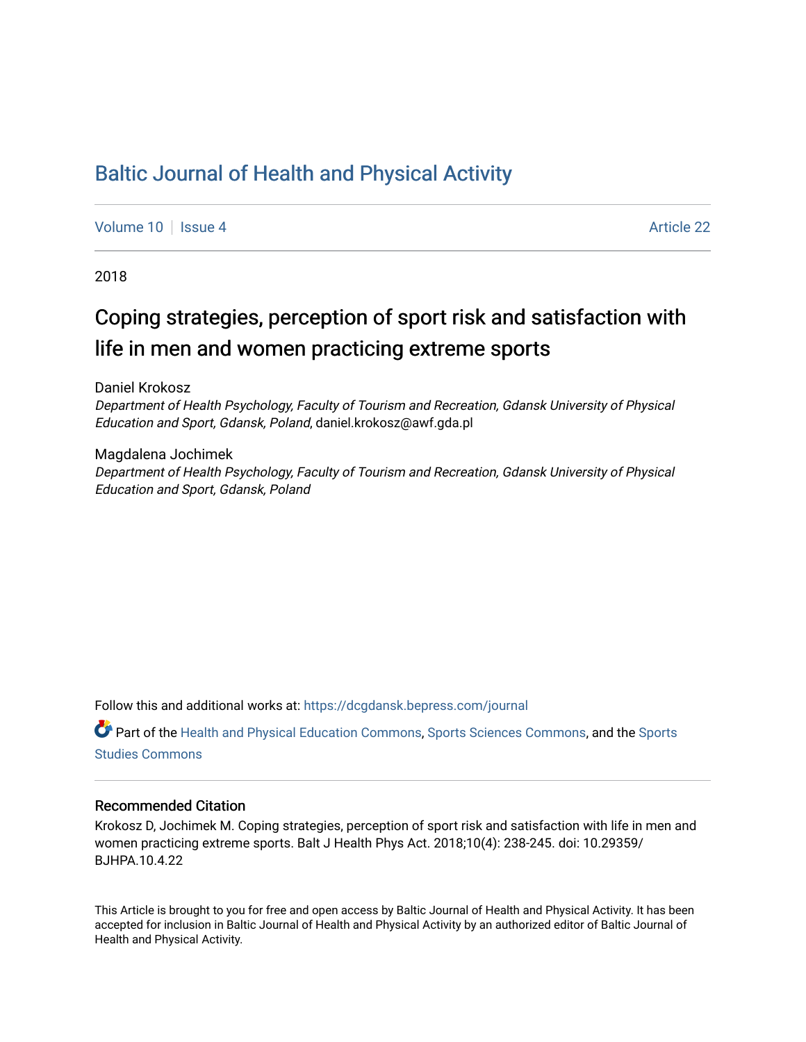# Baltic Journal of Health and Physical Activity

Volume 10 | Issue 4 Article 22

2018

## Coping strategies, perception of sport risk and satisfaction with life in men and women practicing extreme sports

Daniel Krokosz
*Department of Health Psychology, Faculty of Tourism and Recreation, Gdansk University of Physical Education and Sport, Gdansk, Poland*, daniel.krokosz@awf.gda.pl

Magdalena Jochimek
*Department of Health Psychology, Faculty of Tourism and Recreation, Gdansk University of Physical Education and Sport, Gdansk, Poland*

Follow this and additional works at: https://dcgdansk.bepress.com/journal

Part of the Health and Physical Education Commons, Sports Sciences Commons, and the Sports Studies Commons

### Recommended Citation

Krokosz D, Jochimek M. Coping strategies, perception of sport risk and satisfaction with life in men and women practicing extreme sports. Balt J Health Phys Act. 2018;10(4): 238-245. doi: 10.29359/BJHPA.10.4.22

This Article is brought to you for free and open access by Baltic Journal of Health and Physical Activity. It has been accepted for inclusion in Baltic Journal of Health and Physical Activity by an authorized editor of Baltic Journal of Health and Physical Activity.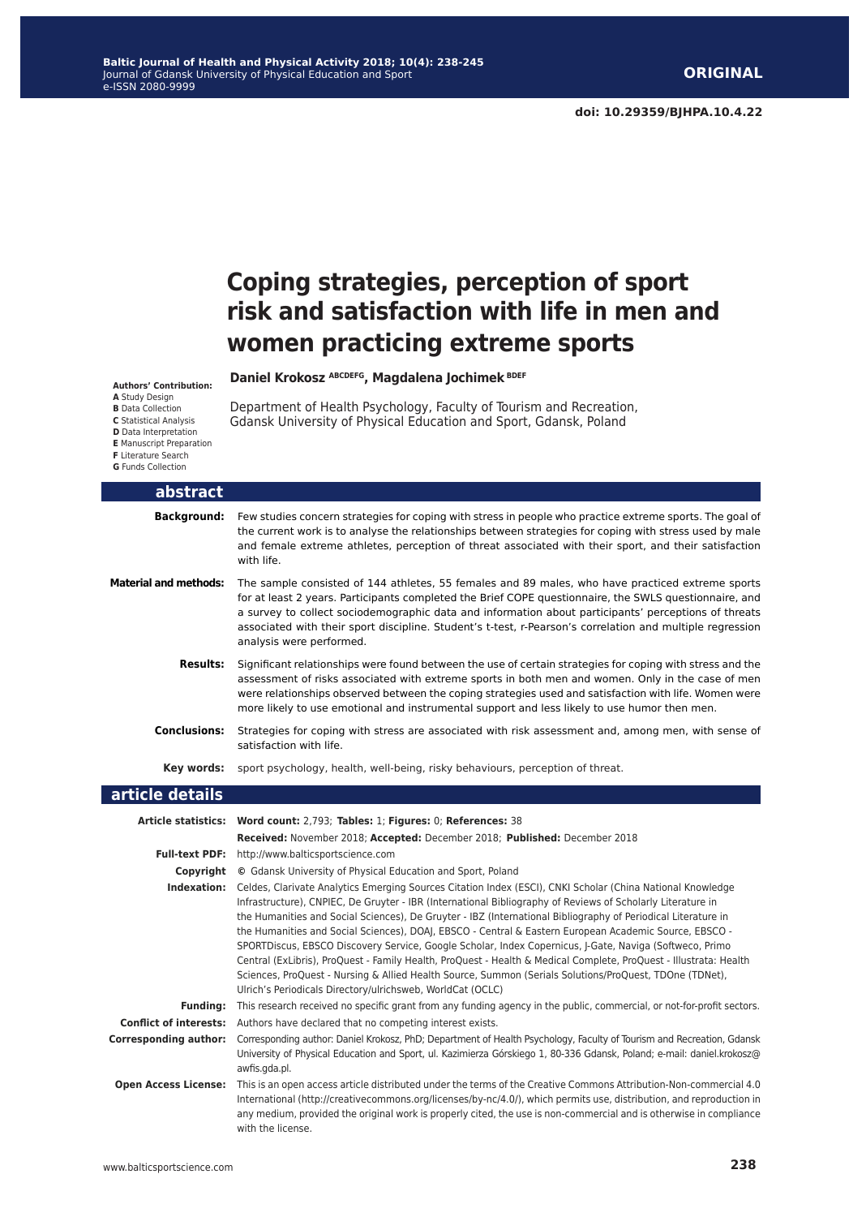**ORIGINAL**

doi: 10.29359/BJHPA.10.4.22

# Coping strategies, perception of sport risk and satisfaction with life in men and women practicing extreme sports

**Daniel Krokosz** [ABCDEFG], **Magdalena Jochimek** [BDEF]

Department of Health Psychology, Faculty of Tourism and Recreation, Gdansk University of Physical Education and Sport, Gdansk, Poland

**Authors' Contribution:**
**A** Study Design
**B** Data Collection
**C** Statistical Analysis
**D** Data Interpretation
**E** Manuscript Preparation
**F** Literature Search
**G** Funds Collection

## abstract

**Background:** Few studies concern strategies for coping with stress in people who practice extreme sports. The goal of the current work is to analyse the relationships between strategies for coping with stress used by male and female extreme athletes, perception of threat associated with their sport, and their satisfaction with life.

**Material and methods:** The sample consisted of 144 athletes, 55 females and 89 males, who have practiced extreme sports for at least 2 years. Participants completed the Brief COPE questionnaire, the SWLS questionnaire, and a survey to collect sociodemographic data and information about participants' perceptions of threats associated with their sport discipline. Student's t-test, r-Pearson's correlation and multiple regression analysis were performed.

**Results:** Significant relationships were found between the use of certain strategies for coping with stress and the assessment of risks associated with extreme sports in both men and women. Only in the case of men were relationships observed between the coping strategies used and satisfaction with life. Women were more likely to use emotional and instrumental support and less likely to use humor then men.

**Conclusions:** Strategies for coping with stress are associated with risk assessment and, among men, with sense of satisfaction with life.

**Key words:** sport psychology, health, well-being, risky behaviours, perception of threat.

## article details

**Article statistics:** **Word count:** 2,793; **Tables:** 1; **Figures:** 0; **References:** 38

**Received:** November 2018; **Accepted:** December 2018; **Published:** December 2018

**Full-text PDF:** http://www.balticsportscience.com

**Copyright** © Gdansk University of Physical Education and Sport, Poland

**Indexation:** Celdes, Clarivate Analytics Emerging Sources Citation Index (ESCI), CNKI Scholar (China National Knowledge Infrastructure), CNPIEC, De Gruyter - IBR (International Bibliography of Reviews of Scholarly Literature in the Humanities and Social Sciences), De Gruyter - IBZ (International Bibliography of Periodical Literature in the Humanities and Social Sciences), DOAJ, EBSCO - Central & Eastern European Academic Source, EBSCO - SPORTDiscus, EBSCO Discovery Service, Google Scholar, Index Copernicus, J-Gate, Naviga (Softweco, Primo Central (ExLibris), ProQuest - Family Health, ProQuest - Health & Medical Complete, ProQuest - Illustrata: Health Sciences, ProQuest - Nursing & Allied Health Source, Summon (Serials Solutions/ProQuest, TDOne (TDNet), Ulrich's Periodicals Directory/ulrichsweb, WorldCat (OCLC)

**Funding:** This research received no specific grant from any funding agency in the public, commercial, or not-for-profit sectors.

**Conflict of interests:** Authors have declared that no competing interest exists.

**Corresponding author:** Corresponding author: Daniel Krokosz, PhD; Department of Health Psychology, Faculty of Tourism and Recreation, Gdansk University of Physical Education and Sport, ul. Kazimierza Górskiego 1, 80-336 Gdansk, Poland; e-mail: daniel.krokosz@awfis.gda.pl.

**Open Access License:** This is an open access article distributed under the terms of the Creative Commons Attribution-Non-commercial 4.0 International (http://creativecommons.org/licenses/by-nc/4.0/), which permits use, distribution, and reproduction in any medium, provided the original work is properly cited, the use is non-commercial and is otherwise in compliance with the license.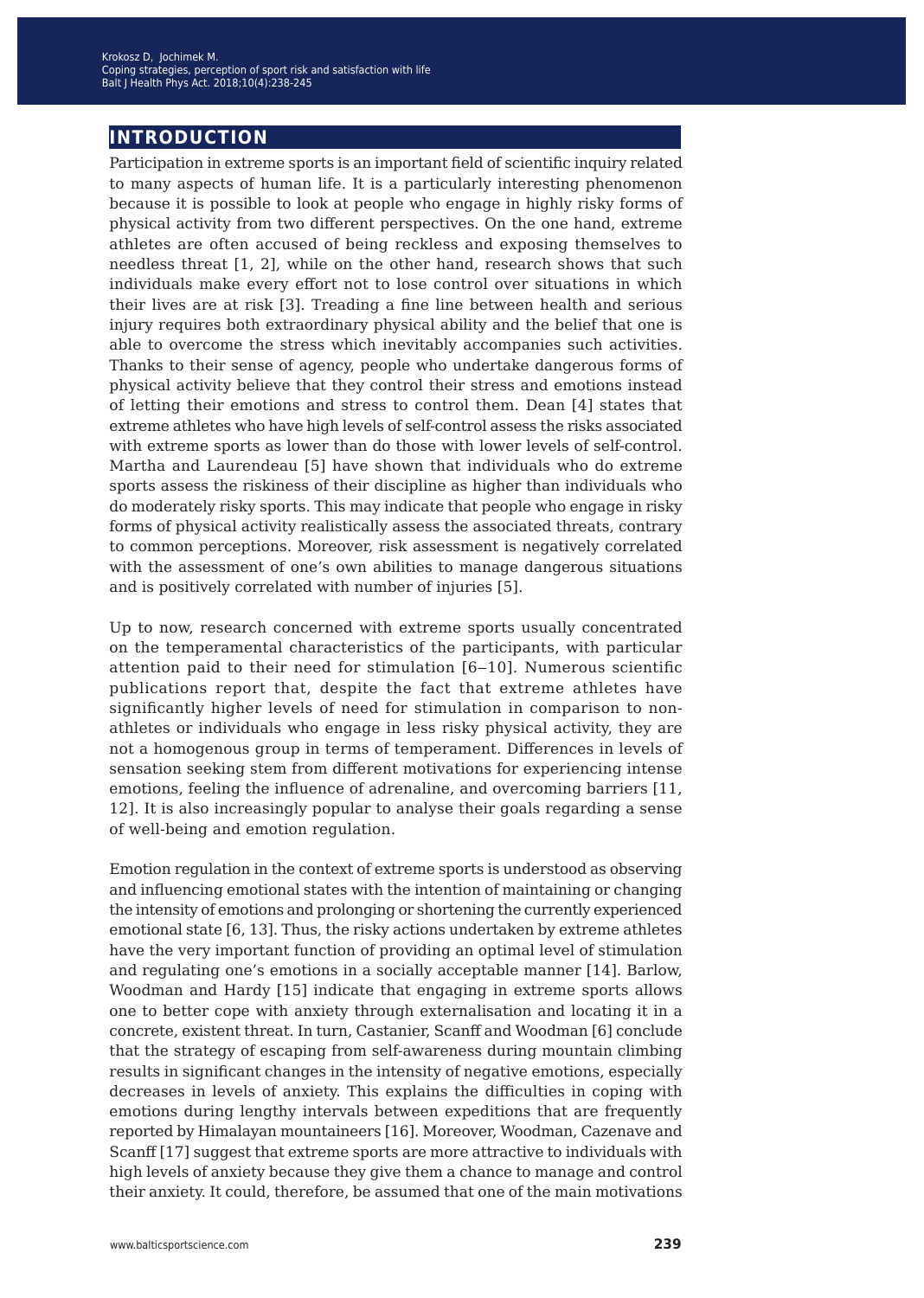## INTRODUCTION

Participation in extreme sports is an important field of scientific inquiry related to many aspects of human life. It is a particularly interesting phenomenon because it is possible to look at people who engage in highly risky forms of physical activity from two different perspectives. On the one hand, extreme athletes are often accused of being reckless and exposing themselves to needless threat [1, 2], while on the other hand, research shows that such individuals make every effort not to lose control over situations in which their lives are at risk [3]. Treading a fine line between health and serious injury requires both extraordinary physical ability and the belief that one is able to overcome the stress which inevitably accompanies such activities. Thanks to their sense of agency, people who undertake dangerous forms of physical activity believe that they control their stress and emotions instead of letting their emotions and stress to control them. Dean [4] states that extreme athletes who have high levels of self-control assess the risks associated with extreme sports as lower than do those with lower levels of self-control. Martha and Laurendeau [5] have shown that individuals who do extreme sports assess the riskiness of their discipline as higher than individuals who do moderately risky sports. This may indicate that people who engage in risky forms of physical activity realistically assess the associated threats, contrary to common perceptions. Moreover, risk assessment is negatively correlated with the assessment of one's own abilities to manage dangerous situations and is positively correlated with number of injuries [5].

Up to now, research concerned with extreme sports usually concentrated on the temperamental characteristics of the participants, with particular attention paid to their need for stimulation [6–10]. Numerous scientific publications report that, despite the fact that extreme athletes have significantly higher levels of need for stimulation in comparison to non-athletes or individuals who engage in less risky physical activity, they are not a homogenous group in terms of temperament. Differences in levels of sensation seeking stem from different motivations for experiencing intense emotions, feeling the influence of adrenaline, and overcoming barriers [11, 12]. It is also increasingly popular to analyse their goals regarding a sense of well-being and emotion regulation.

Emotion regulation in the context of extreme sports is understood as observing and influencing emotional states with the intention of maintaining or changing the intensity of emotions and prolonging or shortening the currently experienced emotional state [6, 13]. Thus, the risky actions undertaken by extreme athletes have the very important function of providing an optimal level of stimulation and regulating one's emotions in a socially acceptable manner [14]. Barlow, Woodman and Hardy [15] indicate that engaging in extreme sports allows one to better cope with anxiety through externalisation and locating it in a concrete, existent threat. In turn, Castanier, Scanff and Woodman [6] conclude that the strategy of escaping from self-awareness during mountain climbing results in significant changes in the intensity of negative emotions, especially decreases in levels of anxiety. This explains the difficulties in coping with emotions during lengthy intervals between expeditions that are frequently reported by Himalayan mountaineers [16]. Moreover, Woodman, Cazenave and Scanff [17] suggest that extreme sports are more attractive to individuals with high levels of anxiety because they give them a chance to manage and control their anxiety. It could, therefore, be assumed that one of the main motivations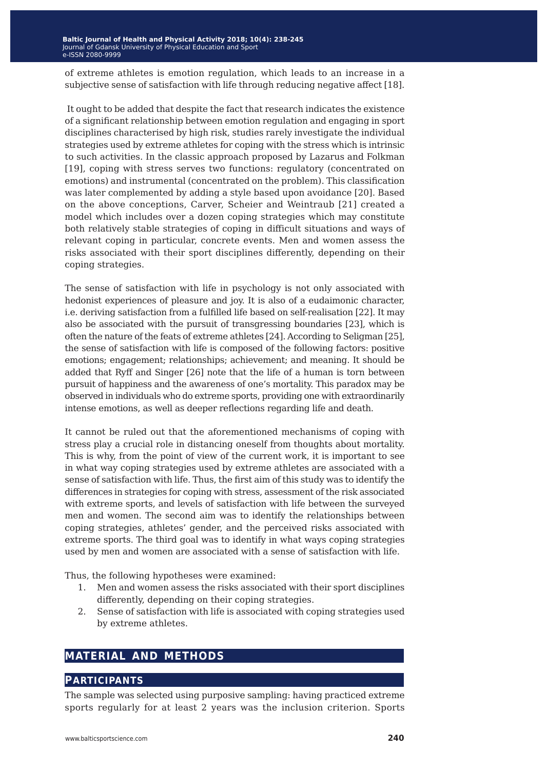of extreme athletes is emotion regulation, which leads to an increase in a subjective sense of satisfaction with life through reducing negative affect [18].

It ought to be added that despite the fact that research indicates the existence of a significant relationship between emotion regulation and engaging in sport disciplines characterised by high risk, studies rarely investigate the individual strategies used by extreme athletes for coping with the stress which is intrinsic to such activities. In the classic approach proposed by Lazarus and Folkman [19], coping with stress serves two functions: regulatory (concentrated on emotions) and instrumental (concentrated on the problem). This classification was later complemented by adding a style based upon avoidance [20]. Based on the above conceptions, Carver, Scheier and Weintraub [21] created a model which includes over a dozen coping strategies which may constitute both relatively stable strategies of coping in difficult situations and ways of relevant coping in particular, concrete events. Men and women assess the risks associated with their sport disciplines differently, depending on their coping strategies.

The sense of satisfaction with life in psychology is not only associated with hedonist experiences of pleasure and joy. It is also of a eudaimonic character, i.e. deriving satisfaction from a fulfilled life based on self-realisation [22]. It may also be associated with the pursuit of transgressing boundaries [23], which is often the nature of the feats of extreme athletes [24]. According to Seligman [25], the sense of satisfaction with life is composed of the following factors: positive emotions; engagement; relationships; achievement; and meaning. It should be added that Ryff and Singer [26] note that the life of a human is torn between pursuit of happiness and the awareness of one's mortality. This paradox may be observed in individuals who do extreme sports, providing one with extraordinarily intense emotions, as well as deeper reflections regarding life and death.

It cannot be ruled out that the aforementioned mechanisms of coping with stress play a crucial role in distancing oneself from thoughts about mortality. This is why, from the point of view of the current work, it is important to see in what way coping strategies used by extreme athletes are associated with a sense of satisfaction with life. Thus, the first aim of this study was to identify the differences in strategies for coping with stress, assessment of the risk associated with extreme sports, and levels of satisfaction with life between the surveyed men and women. The second aim was to identify the relationships between coping strategies, athletes' gender, and the perceived risks associated with extreme sports. The third goal was to identify in what ways coping strategies used by men and women are associated with a sense of satisfaction with life.

Thus, the following hypotheses were examined:

1. Men and women assess the risks associated with their sport disciplines differently, depending on their coping strategies.
2. Sense of satisfaction with life is associated with coping strategies used by extreme athletes.

## MATERIAL AND METHODS

### PARTICIPANTS

The sample was selected using purposive sampling: having practiced extreme sports regularly for at least 2 years was the inclusion criterion. Sports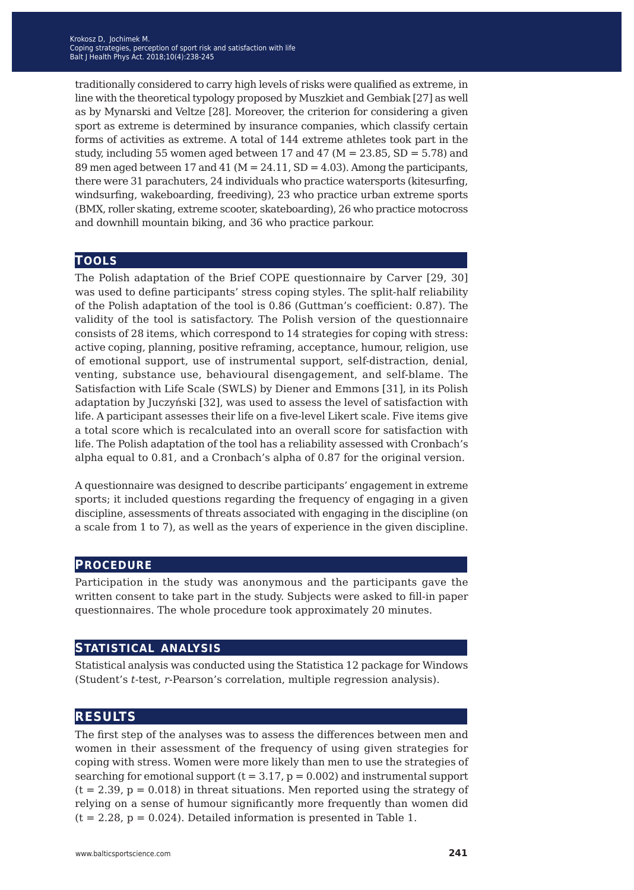traditionally considered to carry high levels of risks were qualified as extreme, in line with the theoretical typology proposed by Muszkiet and Gembiak [27] as well as by Mynarski and Veltze [28]. Moreover, the criterion for considering a given sport as extreme is determined by insurance companies, which classify certain forms of activities as extreme. A total of 144 extreme athletes took part in the study, including 55 women aged between 17 and 47 ($M = 23.85$, $SD = 5.78$) and 89 men aged between 17 and 41 ($M = 24.11$, $SD = 4.03$). Among the participants, there were 31 parachuters, 24 individuals who practice watersports (kitesurfing, windsurfing, wakeboarding, freediving), 23 who practice urban extreme sports (BMX, roller skating, extreme scooter, skateboarding), 26 who practice motocross and downhill mountain biking, and 36 who practice parkour.

## Tools

The Polish adaptation of the Brief COPE questionnaire by Carver [29, 30] was used to define participants' stress coping styles. The split-half reliability of the Polish adaptation of the tool is 0.86 (Guttman's coefficient: 0.87). The validity of the tool is satisfactory. The Polish version of the questionnaire consists of 28 items, which correspond to 14 strategies for coping with stress: active coping, planning, positive reframing, acceptance, humour, religion, use of emotional support, use of instrumental support, self-distraction, denial, venting, substance use, behavioural disengagement, and self-blame. The Satisfaction with Life Scale (SWLS) by Diener and Emmons [31], in its Polish adaptation by Juczyński [32], was used to assess the level of satisfaction with life. A participant assesses their life on a five-level Likert scale. Five items give a total score which is recalculated into an overall score for satisfaction with life. The Polish adaptation of the tool has a reliability assessed with Cronbach's alpha equal to 0.81, and a Cronbach's alpha of 0.87 for the original version.

A questionnaire was designed to describe participants' engagement in extreme sports; it included questions regarding the frequency of engaging in a given discipline, assessments of threats associated with engaging in the discipline (on a scale from 1 to 7), as well as the years of experience in the given discipline.

## Procedure

Participation in the study was anonymous and the participants gave the written consent to take part in the study. Subjects were asked to fill-in paper questionnaires. The whole procedure took approximately 20 minutes.

## Statistical analysis

Statistical analysis was conducted using the Statistica 12 package for Windows (Student's *t*-test, *r*-Pearson's correlation, multiple regression analysis).

## Results

The first step of the analyses was to assess the differences between men and women in their assessment of the frequency of using given strategies for coping with stress. Women were more likely than men to use the strategies of searching for emotional support ($t = 3.17$, $p = 0.002$) and instrumental support ($t = 2.39$, $p = 0.018$) in threat situations. Men reported using the strategy of relying on a sense of humour significantly more frequently than women did ($t = 2.28$, $p = 0.024$). Detailed information is presented in Table 1.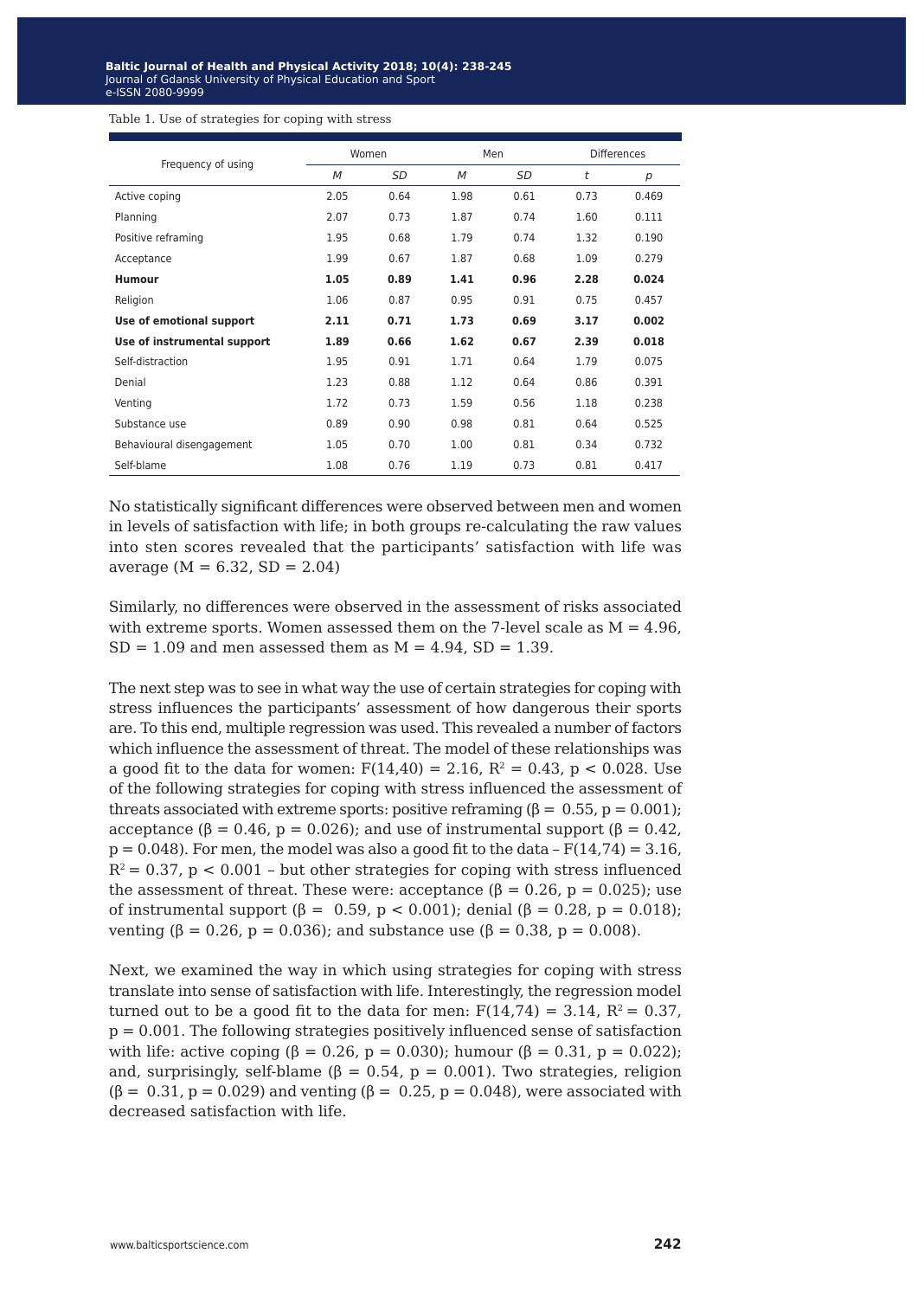Table 1. Use of strategies for coping with stress

| Frequency of using | Women | | Men | | Differences | |
|---|---|---|---|---|---|---|
| | *M* | *SD* | *M* | *SD* | *t* | *p* |
| Active coping | 2.05 | 0.64 | 1.98 | 0.61 | 0.73 | 0.469 |
| Planning | 2.07 | 0.73 | 1.87 | 0.74 | 1.60 | 0.111 |
| Positive reframing | 1.95 | 0.68 | 1.79 | 0.74 | 1.32 | 0.190 |
| Acceptance | 1.99 | 0.67 | 1.87 | 0.68 | 1.09 | 0.279 |
| **Humour** | **1.05** | **0.89** | **1.41** | **0.96** | **2.28** | **0.024** |
| Religion | 1.06 | 0.87 | 0.95 | 0.91 | 0.75 | 0.457 |
| **Use of emotional support** | **2.11** | **0.71** | **1.73** | **0.69** | **3.17** | **0.002** |
| **Use of instrumental support** | **1.89** | **0.66** | **1.62** | **0.67** | **2.39** | **0.018** |
| Self-distraction | 1.95 | 0.91 | 1.71 | 0.64 | 1.79 | 0.075 |
| Denial | 1.23 | 0.88 | 1.12 | 0.64 | 0.86 | 0.391 |
| Venting | 1.72 | 0.73 | 1.59 | 0.56 | 1.18 | 0.238 |
| Substance use | 0.89 | 0.90 | 0.98 | 0.81 | 0.64 | 0.525 |
| Behavioural disengagement | 1.05 | 0.70 | 1.00 | 0.81 | 0.34 | 0.732 |
| Self-blame | 1.08 | 0.76 | 1.19 | 0.73 | 0.81 | 0.417 |

No statistically significant differences were observed between men and women in levels of satisfaction with life; in both groups re-calculating the raw values into sten scores revealed that the participants' satisfaction with life was average ($M = 6.32$, $SD = 2.04$)

Similarly, no differences were observed in the assessment of risks associated with extreme sports. Women assessed them on the 7-level scale as $M = 4.96$, $SD = 1.09$ and men assessed them as $M = 4.94$, $SD = 1.39$.

The next step was to see in what way the use of certain strategies for coping with stress influences the participants' assessment of how dangerous their sports are. To this end, multiple regression was used. This revealed a number of factors which influence the assessment of threat. The model of these relationships was a good fit to the data for women: $F(14,40) = 2.16$, $R^2 = 0.43$, $p < 0.028$. Use of the following strategies for coping with stress influenced the assessment of threats associated with extreme sports: positive reframing ($\beta = 0.55$, $p = 0.001$); acceptance ($\beta = 0.46$, $p = 0.026$); and use of instrumental support ($\beta = 0.42$, $p = 0.048$). For men, the model was also a good fit to the data – $F(14,74) = 3.16$, $R^2 = 0.37$, $p < 0.001$ – but other strategies for coping with stress influenced the assessment of threat. These were: acceptance ($\beta = 0.26$, $p = 0.025$); use of instrumental support ($\beta = 0.59$, $p < 0.001$); denial ($\beta = 0.28$, $p = 0.018$); venting ($\beta = 0.26$, $p = 0.036$); and substance use ($\beta = 0.38$, $p = 0.008$).

Next, we examined the way in which using strategies for coping with stress translate into sense of satisfaction with life. Interestingly, the regression model turned out to be a good fit to the data for men: $F(14,74) = 3.14$, $R^2 = 0.37$, $p = 0.001$. The following strategies positively influenced sense of satisfaction with life: active coping ($\beta = 0.26$, $p = 0.030$); humour ($\beta = 0.31$, $p = 0.022$); and, surprisingly, self-blame ($\beta = 0.54$, $p = 0.001$). Two strategies, religion ($\beta = 0.31$, $p = 0.029$) and venting ($\beta = 0.25$, $p = 0.048$), were associated with decreased satisfaction with life.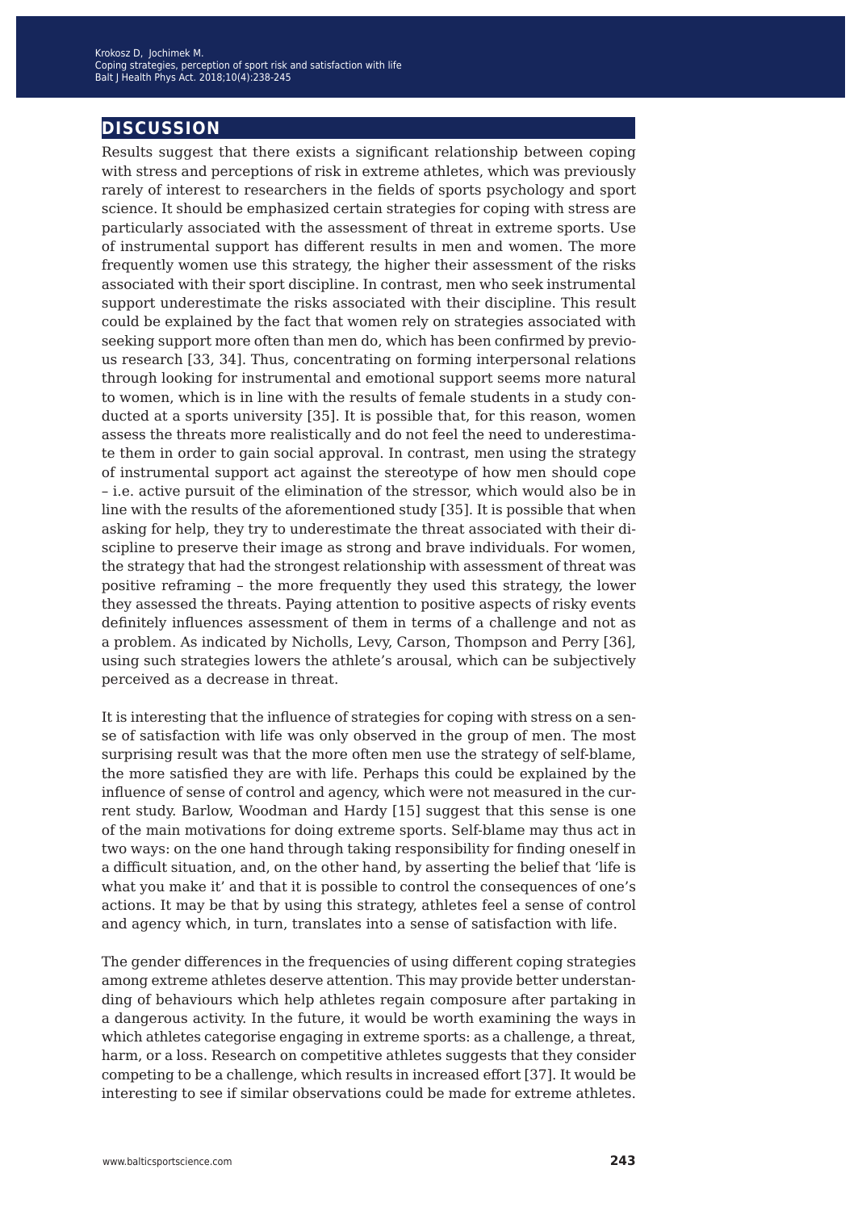## DISCUSSION

Results suggest that there exists a significant relationship between coping with stress and perceptions of risk in extreme athletes, which was previously rarely of interest to researchers in the fields of sports psychology and sport science. It should be emphasized certain strategies for coping with stress are particularly associated with the assessment of threat in extreme sports. Use of instrumental support has different results in men and women. The more frequently women use this strategy, the higher their assessment of the risks associated with their sport discipline. In contrast, men who seek instrumental support underestimate the risks associated with their discipline. This result could be explained by the fact that women rely on strategies associated with seeking support more often than men do, which has been confirmed by previous research [33, 34]. Thus, concentrating on forming interpersonal relations through looking for instrumental and emotional support seems more natural to women, which is in line with the results of female students in a study conducted at a sports university [35]. It is possible that, for this reason, women assess the threats more realistically and do not feel the need to underestimate them in order to gain social approval. In contrast, men using the strategy of instrumental support act against the stereotype of how men should cope – i.e. active pursuit of the elimination of the stressor, which would also be in line with the results of the aforementioned study [35]. It is possible that when asking for help, they try to underestimate the threat associated with their discipline to preserve their image as strong and brave individuals. For women, the strategy that had the strongest relationship with assessment of threat was positive reframing – the more frequently they used this strategy, the lower they assessed the threats. Paying attention to positive aspects of risky events definitely influences assessment of them in terms of a challenge and not as a problem. As indicated by Nicholls, Levy, Carson, Thompson and Perry [36], using such strategies lowers the athlete's arousal, which can be subjectively perceived as a decrease in threat.

It is interesting that the influence of strategies for coping with stress on a sense of satisfaction with life was only observed in the group of men. The most surprising result was that the more often men use the strategy of self-blame, the more satisfied they are with life. Perhaps this could be explained by the influence of sense of control and agency, which were not measured in the current study. Barlow, Woodman and Hardy [15] suggest that this sense is one of the main motivations for doing extreme sports. Self-blame may thus act in two ways: on the one hand through taking responsibility for finding oneself in a difficult situation, and, on the other hand, by asserting the belief that 'life is what you make it' and that it is possible to control the consequences of one's actions. It may be that by using this strategy, athletes feel a sense of control and agency which, in turn, translates into a sense of satisfaction with life.

The gender differences in the frequencies of using different coping strategies among extreme athletes deserve attention. This may provide better understanding of behaviours which help athletes regain composure after partaking in a dangerous activity. In the future, it would be worth examining the ways in which athletes categorise engaging in extreme sports: as a challenge, a threat, harm, or a loss. Research on competitive athletes suggests that they consider competing to be a challenge, which results in increased effort [37]. It would be interesting to see if similar observations could be made for extreme athletes.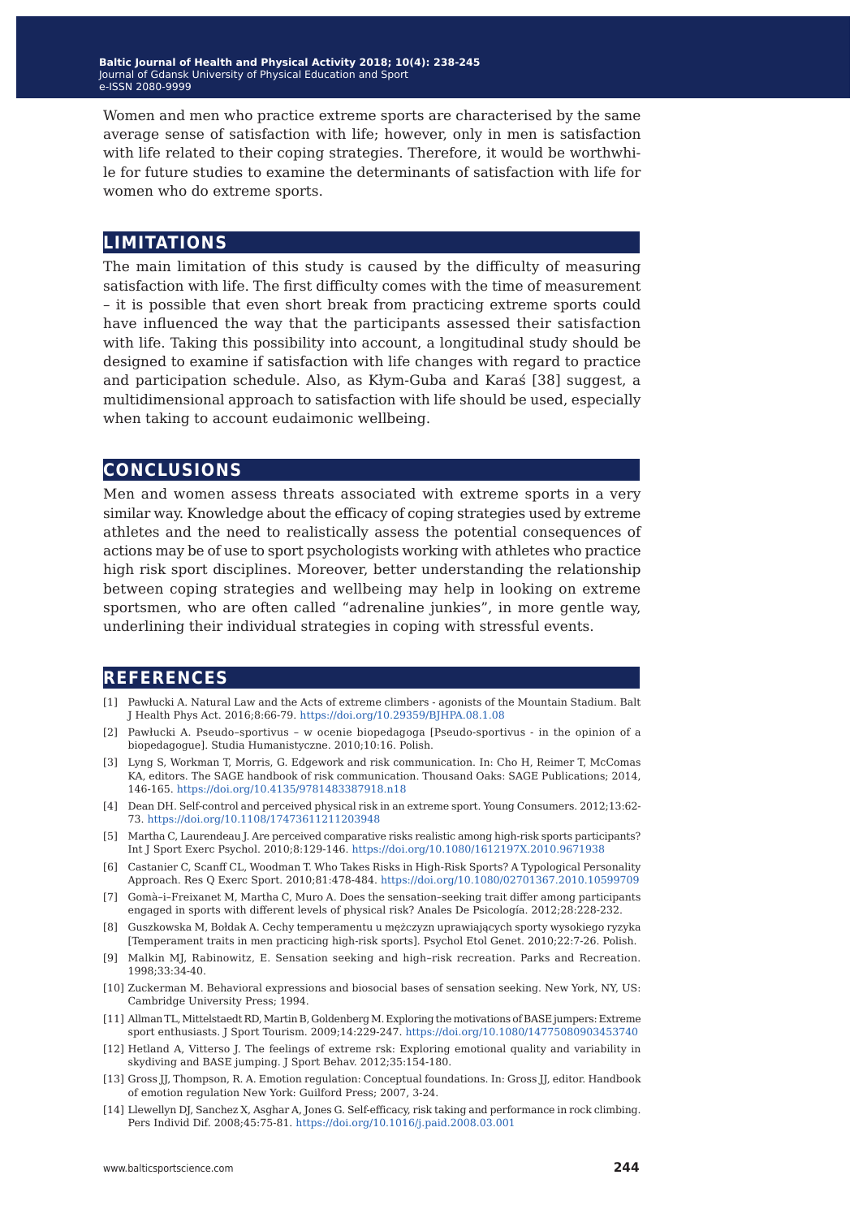Women and men who practice extreme sports are characterised by the same average sense of satisfaction with life; however, only in men is satisfaction with life related to their coping strategies. Therefore, it would be worthwhile for future studies to examine the determinants of satisfaction with life for women who do extreme sports.

## LIMITATIONS

The main limitation of this study is caused by the difficulty of measuring satisfaction with life. The first difficulty comes with the time of measurement – it is possible that even short break from practicing extreme sports could have influenced the way that the participants assessed their satisfaction with life. Taking this possibility into account, a longitudinal study should be designed to examine if satisfaction with life changes with regard to practice and participation schedule. Also, as Kłym-Guba and Karaś [38] suggest, a multidimensional approach to satisfaction with life should be used, especially when taking to account eudaimonic wellbeing.

## CONCLUSIONS

Men and women assess threats associated with extreme sports in a very similar way. Knowledge about the efficacy of coping strategies used by extreme athletes and the need to realistically assess the potential consequences of actions may be of use to sport psychologists working with athletes who practice high risk sport disciplines. Moreover, better understanding the relationship between coping strategies and wellbeing may help in looking on extreme sportsmen, who are often called "adrenaline junkies", in more gentle way, underlining their individual strategies in coping with stressful events.

## REFERENCES

[1] Pawłucki A. Natural Law and the Acts of extreme climbers - agonists of the Mountain Stadium. Balt J Health Phys Act. 2016;8:66-79. https://doi.org/10.29359/BJHPA.08.1.08

[2] Pawłucki A. Pseudo–sportivus – w ocenie biopedagoga [Pseudo-sportivus - in the opinion of a biopedagogue]. Studia Humanistyczne. 2010;10:16. Polish.

[3] Lyng S, Workman T, Morris, G. Edgework and risk communication. In: Cho H, Reimer T, McComas KA, editors. The SAGE handbook of risk communication. Thousand Oaks: SAGE Publications; 2014, 146-165. https://doi.org/10.4135/9781483387918.n18

[4] Dean DH. Self-control and perceived physical risk in an extreme sport. Young Consumers. 2012;13:62-73. https://doi.org/10.1108/17473611211203948

[5] Martha C, Laurendeau J. Are perceived comparative risks realistic among high-risk sports participants? Int J Sport Exerc Psychol. 2010;8:129-146. https://doi.org/10.1080/1612197X.2010.9671938

[6] Castanier C, Scanff CL, Woodman T. Who Takes Risks in High-Risk Sports? A Typological Personality Approach. Res Q Exerc Sport. 2010;81:478-484. https://doi.org/10.1080/02701367.2010.10599709

[7] Gomà–i–Freixanet M, Martha C, Muro A. Does the sensation–seeking trait differ among participants engaged in sports with different levels of physical risk? Anales De Psicología. 2012;28:228-232.

[8] Guszkowska M, Bołdak A. Cechy temperamentu u mężczyzn uprawiających sporty wysokiego ryzyka [Temperament traits in men practicing high-risk sports]. Psychol Etol Genet. 2010;22:7-26. Polish.

[9] Malkin MJ, Rabinowitz, E. Sensation seeking and high–risk recreation. Parks and Recreation. 1998;33:34-40.

[10] Zuckerman M. Behavioral expressions and biosocial bases of sensation seeking. New York, NY, US: Cambridge University Press; 1994.

[11] Allman TL, Mittelstaedt RD, Martin B, Goldenberg M. Exploring the motivations of BASE jumpers: Extreme sport enthusiasts. J Sport Tourism. 2009;14:229-247. https://doi.org/10.1080/14775080903453740

[12] Hetland A, Vitterso J. The feelings of extreme rsk: Exploring emotional quality and variability in skydiving and BASE jumping. J Sport Behav. 2012;35:154-180.

[13] Gross JJ, Thompson, R. A. Emotion regulation: Conceptual foundations. In: Gross JJ, editor. Handbook of emotion regulation New York: Guilford Press; 2007, 3-24.

[14] Llewellyn DJ, Sanchez X, Asghar A, Jones G. Self-efficacy, risk taking and performance in rock climbing. Pers Individ Dif. 2008;45:75-81. https://doi.org/10.1016/j.paid.2008.03.001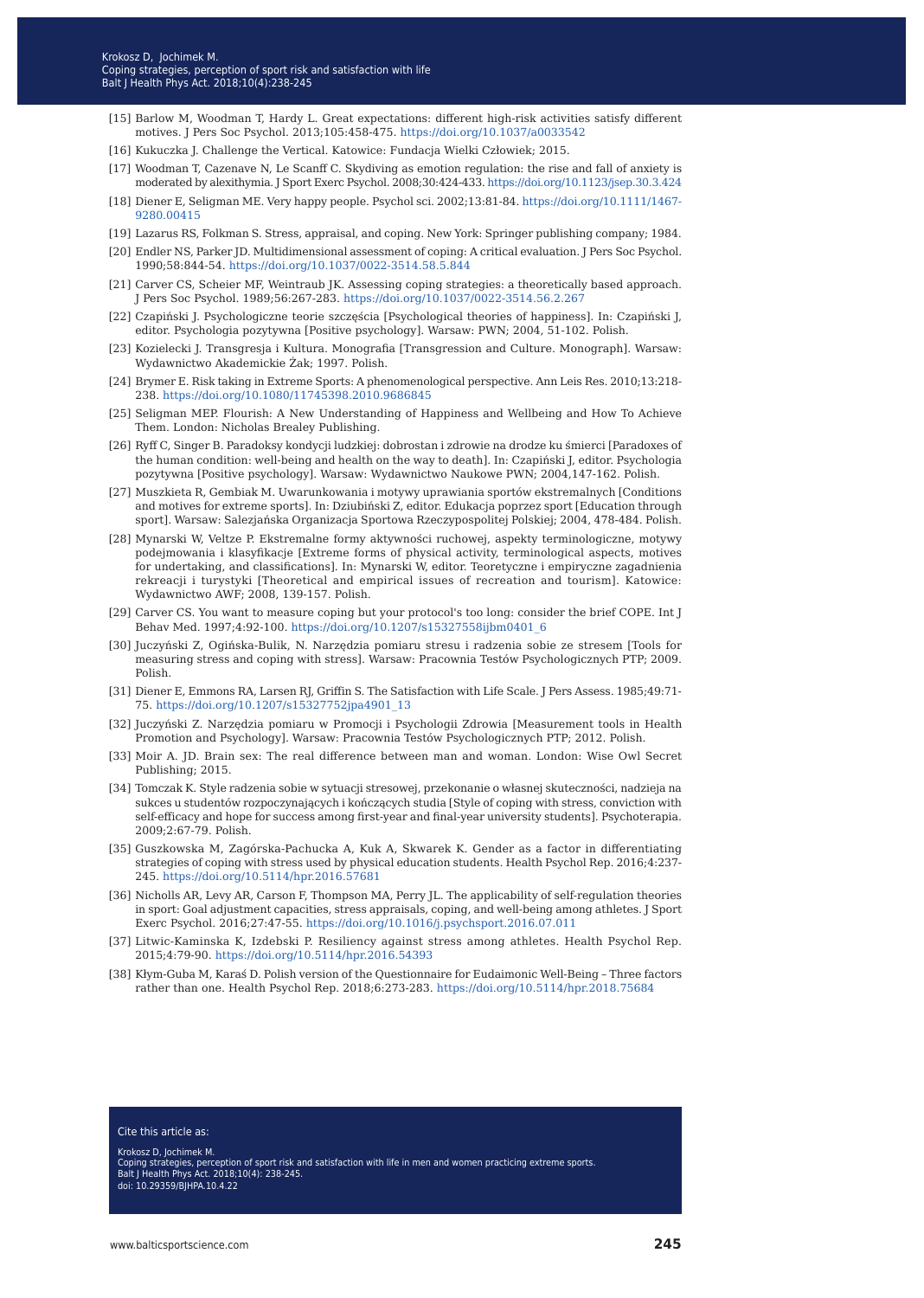[15] Barlow M, Woodman T, Hardy L. Great expectations: different high-risk activities satisfy different motives. J Pers Soc Psychol. 2013;105:458-475. https://doi.org/10.1037/a0033542

[16] Kukuczka J. Challenge the Vertical. Katowice: Fundacja Wielki Człowiek; 2015.

[17] Woodman T, Cazenave N, Le Scanff C. Skydiving as emotion regulation: the rise and fall of anxiety is moderated by alexithymia. J Sport Exerc Psychol. 2008;30:424-433. https://doi.org/10.1123/jsep.30.3.424

[18] Diener E, Seligman ME. Very happy people. Psychol sci. 2002;13:81-84. https://doi.org/10.1111/1467-9280.00415

[19] Lazarus RS, Folkman S. Stress, appraisal, and coping. New York: Springer publishing company; 1984.

[20] Endler NS, Parker JD. Multidimensional assessment of coping: A critical evaluation. J Pers Soc Psychol. 1990;58:844-54. https://doi.org/10.1037/0022-3514.58.5.844

[21] Carver CS, Scheier MF, Weintraub JK. Assessing coping strategies: a theoretically based approach. J Pers Soc Psychol. 1989;56:267-283. https://doi.org/10.1037/0022-3514.56.2.267

[22] Czapiński J. Psychologiczne teorie szczęścia [Psychological theories of happiness]. In: Czapiński J, editor. Psychologia pozytywna [Positive psychology]. Warsaw: PWN; 2004, 51-102. Polish.

[23] Kozielecki J. Transgresja i Kultura. Monografia [Transgression and Culture. Monograph]. Warsaw: Wydawnictwo Akademickie Żak; 1997. Polish.

[24] Brymer E. Risk taking in Extreme Sports: A phenomenological perspective. Ann Leis Res. 2010;13:218-238. https://doi.org/10.1080/11745398.2010.9686845

[25] Seligman MEP. Flourish: A New Understanding of Happiness and Wellbeing and How To Achieve Them. London: Nicholas Brealey Publishing.

[26] Ryff C, Singer B. Paradoksy kondycji ludzkiej: dobrostan i zdrowie na drodze ku śmierci [Paradoxes of the human condition: well-being and health on the way to death]. In: Czapiński J, editor. Psychologia pozytywna [Positive psychology]. Warsaw: Wydawnictwo Naukowe PWN; 2004,147-162. Polish.

[27] Muszkieta R, Gembiak M. Uwarunkowania i motywy uprawiania sportów ekstremalnych [Conditions and motives for extreme sports]. In: Dziubiński Z, editor. Edukacja poprzez sport [Education through sport]. Warsaw: Salezjańska Organizacja Sportowa Rzeczypospolitej Polskiej; 2004, 478-484. Polish.

[28] Mynarski W, Veltze P. Ekstremalne formy aktywności ruchowej, aspekty terminologiczne, motywy podejmowania i klasyfikacje [Extreme forms of physical activity, terminological aspects, motives for undertaking, and classifications]. In: Mynarski W, editor. Teoretyczne i empiryczne zagadnienia rekreacji i turystyki [Theoretical and empirical issues of recreation and tourism]. Katowice: Wydawnictwo AWF; 2008, 139-157. Polish.

[29] Carver CS. You want to measure coping but your protocol's too long: consider the brief COPE. Int J Behav Med. 1997;4:92-100. https://doi.org/10.1207/s15327558ijbm0401_6

[30] Juczyński Z, Ogińska-Bulik, N. Narzędzia pomiaru stresu i radzenia sobie ze stresem [Tools for measuring stress and coping with stress]. Warsaw: Pracownia Testów Psychologicznych PTP; 2009. Polish.

[31] Diener E, Emmons RA, Larsen RJ, Griffin S. The Satisfaction with Life Scale. J Pers Assess. 1985;49:71-75. https://doi.org/10.1207/s15327752jpa4901_13

[32] Juczyński Z. Narzędzia pomiaru w Promocji i Psychologii Zdrowia [Measurement tools in Health Promotion and Psychology]. Warsaw: Pracownia Testów Psychologicznych PTP; 2012. Polish.

[33] Moir A. JD. Brain sex: The real difference between man and woman. London: Wise Owl Secret Publishing; 2015.

[34] Tomczak K. Style radzenia sobie w sytuacji stresowej, przekonanie o własnej skuteczności, nadzieja na sukces u studentów rozpoczynających i kończących studia [Style of coping with stress, conviction with self-efficacy and hope for success among first-year and final-year university students]. Psychoterapia. 2009;2:67-79. Polish.

[35] Guszkowska M, Zagórska-Pachucka A, Kuk A, Skwarek K. Gender as a factor in differentiating strategies of coping with stress used by physical education students. Health Psychol Rep. 2016;4:237-245. https://doi.org/10.5114/hpr.2016.57681

[36] Nicholls AR, Levy AR, Carson F, Thompson MA, Perry JL. The applicability of self-regulation theories in sport: Goal adjustment capacities, stress appraisals, coping, and well-being among athletes. J Sport Exerc Psychol. 2016;27:47-55. https://doi.org/10.1016/j.psychsport.2016.07.011

[37] Litwic-Kaminska K, Izdebski P. Resiliency against stress among athletes. Health Psychol Rep. 2015;4:79-90. https://doi.org/10.5114/hpr.2016.54393

[38] Kłym-Guba M, Karaś D. Polish version of the Questionnaire for Eudaimonic Well-Being – Three factors rather than one. Health Psychol Rep. 2018;6:273-283. https://doi.org/10.5114/hpr.2018.75684

Cite this article as:

Krokosz D, Jochimek M.
Coping strategies, perception of sport risk and satisfaction with life in men and women practicing extreme sports.
Balt J Health Phys Act. 2018;10(4): 238-245.
doi: 10.29359/BJHPA.10.4.22